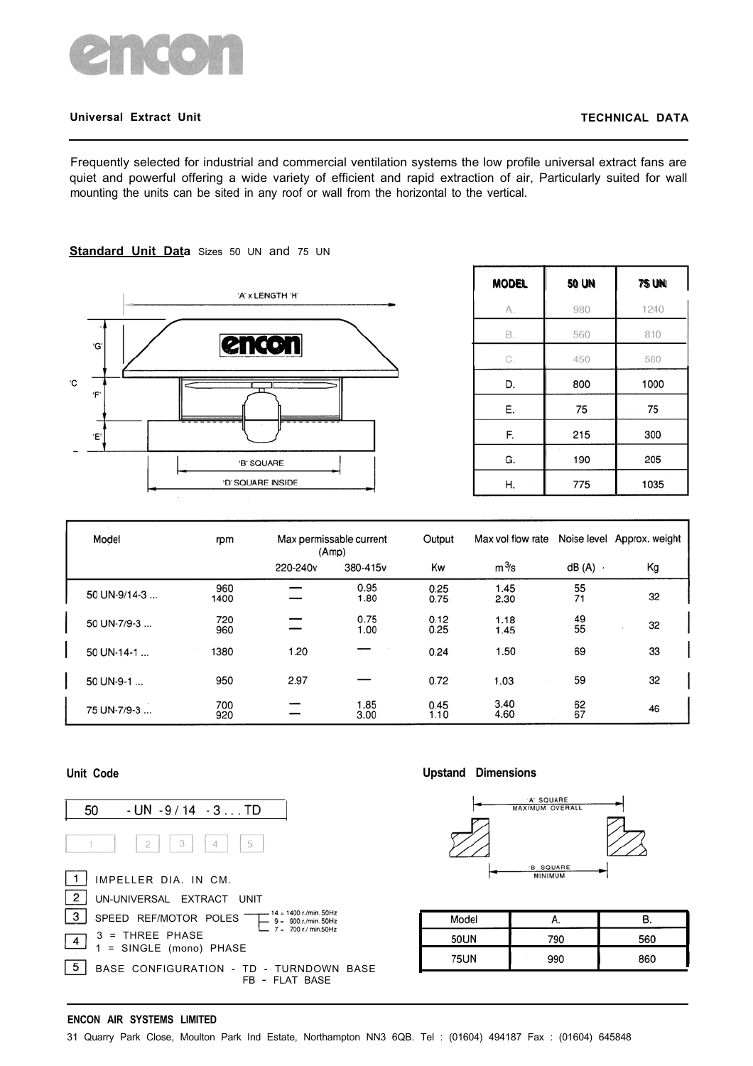encon

**Universal Extract Unit** **TECHNICAL DATA**

Frequently selected for industrial and commercial ventilation systems the low profile universal extract fans are quiet and powerful offering a wide variety of efficient and rapid extraction of air, Particularly suited for wall mounting the units can be sited in any roof or wall from the horizontal to the vertical.

**Standard Unit Data** Sizes 50 UN and 75 UN

| MODEL | 50 UN | 75 UN |
|---|---|---|
| A. | 980 | 1240 |
| B. | 560 | 810 |
| C. | 450 | 580 |
| D. | 800 | 1000 |
| E. | 75 | 75 |
| F. | 215 | 300 |
| G. | 190 | 205 |
| H. | 775 | 1035 |

| Model | rpm | Max permissable current (Amp) | | Output | Max vol flow rate | Noise level | Approx. weight |
|---|---|---|---|---|---|---|---|
| | | 220-240v | 380-415v | Kw | $m^3/s$ | dB (A) | Kg |
| 50 UN-9/14-3 ... | 960<br>1400 | —<br>— | 0.95<br>1.80 | 0.25<br>0.75 | 1.45<br>2.30 | 55<br>71 | 32 |
| 50 UN-7/9-3 ... | 720<br>960 | —<br>— | 0.75<br>1.00 | 0.12<br>0.25 | 1.18<br>1.45 | 49<br>55 | 32 |
| 50 UN-14-1 ... | 1380 | 1.20 | — | 0.24 | 1.50 | 69 | 33 |
| 50 UN-9-1 ... | 950 | 2.97 | — | 0.72 | 1.03 | 59 | 32 |
| 75 UN-7/9-3 ... | 700<br>920 | —<br>— | 1.85<br>3.00 | 0.45<br>1.10 | 3.40<br>4.60 | 62<br>67 | 46 |

**Unit Code**

50 - UN - 9 / 14 - 3 . . . TD

1. IMPELLER DIA. IN CM.
2. UN-UNIVERSAL EXTRACT UNIT
3. SPEED REF/MOTOR POLES — 14 = 1400 r./min. 50Hz; 9 = 900 r./min. 50Hz; 7 = 700 r./min. 50Hz
4. 3 = THREE PHASE; 1 = SINGLE (mono) PHASE
5. BASE CONFIGURATION - TD - TURNDOWN BASE; FB - FLAT BASE

**Upstand Dimensions**

'A' SQUARE MAXIMUM OVERALL

'B' SQUARE MINIMUM

| Model | A. | B. |
|---|---|---|
| 50UN | 790 | 560 |
| 75UN | 990 | 860 |

**ENCON AIR SYSTEMS LIMITED**

31 Quarry Park Close, Moulton Park Ind Estate, Northampton NN3 6QB. Tel : (01604) 494187 Fax : (01604) 645848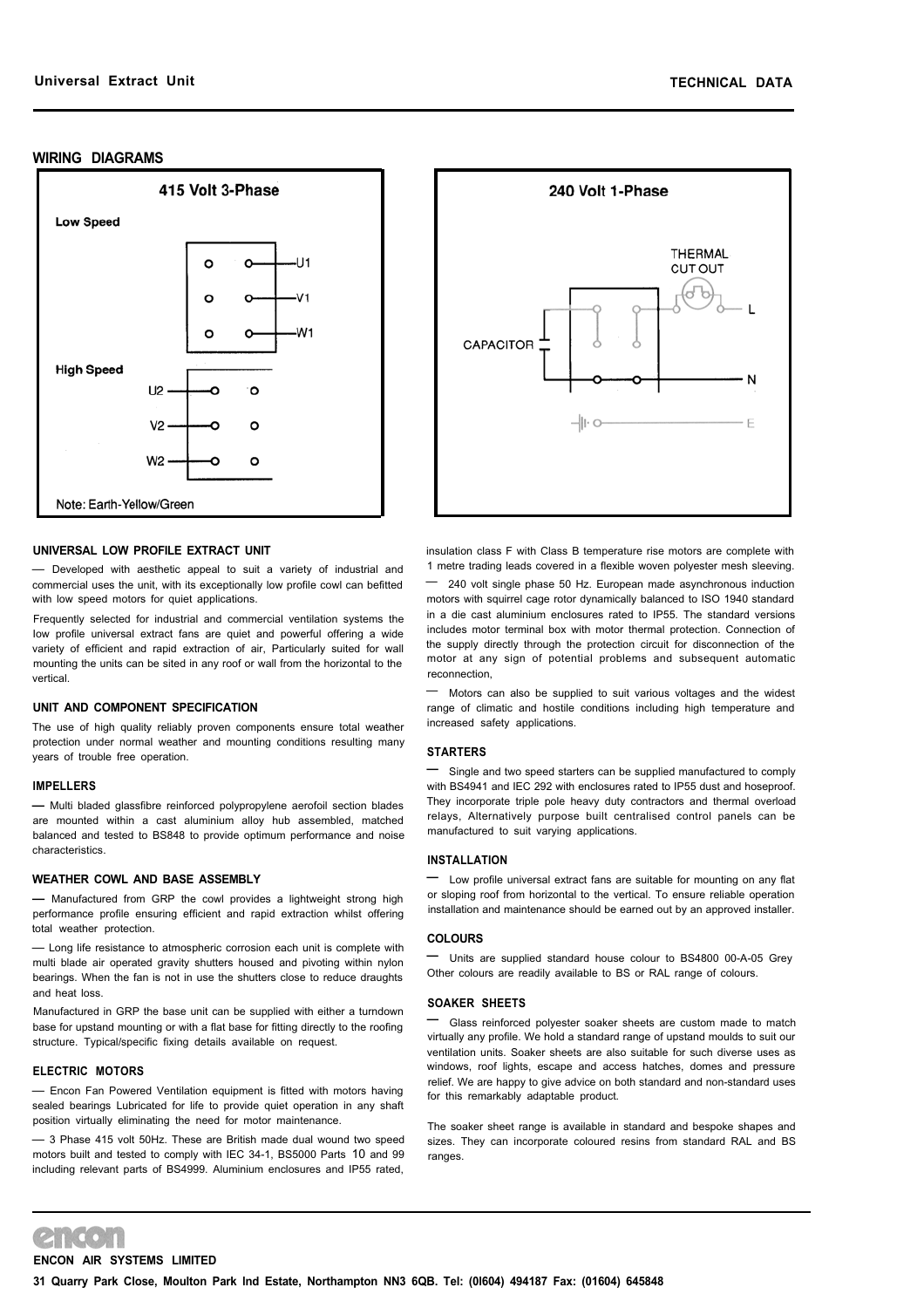## WIRING DIAGRAMS

415 Volt 3-Phase

Low Speed

U1

V1

W1

High Speed

U2

V2

W2

Note: Earth-Yellow/Green

240 Volt 1-Phase

THERMAL CUT OUT

CAPACITOR

L

N

E

### UNIVERSAL LOW PROFILE EXTRACT UNIT

— Developed with aesthetic appeal to suit a variety of industrial and commercial uses the unit, with its exceptionally low profile cowl can befitted with low speed motors for quiet applications.

Frequently selected for industrial and commercial ventilation systems the low profile universal extract fans are quiet and powerful offering a wide variety of efficient and rapid extraction of air, Particularly suited for wall mounting the units can be sited in any roof or wall from the horizontal to the vertical.

### UNIT AND COMPONENT SPECIFICATION

The use of high quality reliably proven components ensure total weather protection under normal weather and mounting conditions resulting many years of trouble free operation.

### IMPELLERS

— Multi bladed glassfibre reinforced polypropylene aerofoil section blades are mounted within a cast aluminium alloy hub assembled, matched balanced and tested to BS848 to provide optimum performance and noise characteristics.

### WEATHER COWL AND BASE ASSEMBLY

— Manufactured from GRP the cowl provides a lightweight strong high performance profile ensuring efficient and rapid extraction whilst offering total weather protection.

— Long life resistance to atmospheric corrosion each unit is complete with multi blade air operated gravity shutters housed and pivoting within nylon bearings. When the fan is not in use the shutters close to reduce draughts and heat loss.

Manufactured in GRP the base unit can be supplied with either a turndown base for upstand mounting or with a flat base for fitting directly to the roofing structure. Typical/specific fixing details available on request.

### ELECTRIC MOTORS

— Encon Fan Powered Ventilation equipment is fitted with motors having sealed bearings Lubricated for life to provide quiet operation in any shaft position virtually eliminating the need for motor maintenance.

— 3 Phase 415 volt 50Hz. These are British made dual wound two speed motors built and tested to comply with IEC 34-1, BS5000 Parts 10 and 99 including relevant parts of BS4999. Aluminium enclosures and IP55 rated, insulation class F with Class B temperature rise motors are complete with 1 metre trading leads covered in a flexible woven polyester mesh sleeving.

— 240 volt single phase 50 Hz. European made asynchronous induction motors with squirrel cage rotor dynamically balanced to ISO 1940 standard in a die cast aluminium enclosures rated to IP55. The standard versions includes motor terminal box with motor thermal protection. Connection of the supply directly through the protection circuit for disconnection of the motor at any sign of potential problems and subsequent automatic reconnection,

— Motors can also be supplied to suit various voltages and the widest range of climatic and hostile conditions including high temperature and increased safety applications.

### STARTERS

— Single and two speed starters can be supplied manufactured to comply with BS4941 and IEC 292 with enclosures rated to IP55 dust and hoseproof. They incorporate triple pole heavy duty contractors and thermal overload relays, Alternatively purpose built centralised control panels can be manufactured to suit varying applications.

### INSTALLATION

— Low profile universal extract fans are suitable for mounting on any flat or sloping roof from horizontal to the vertical. To ensure reliable operation installation and maintenance should be earned out by an approved installer.

### COLOURS

— Units are supplied standard house colour to BS4800 00-A-05 Grey Other colours are readily available to BS or RAL range of colours.

### SOAKER SHEETS

— Glass reinforced polyester soaker sheets are custom made to match virtually any profile. We hold a standard range of upstand moulds to suit our ventilation units. Soaker sheets are also suitable for such diverse uses as windows, roof lights, escape and access hatches, domes and pressure relief. We are happy to give advice on both standard and non-standard uses for this remarkably adaptable product.

The soaker sheet range is available in standard and bespoke shapes and sizes. They can incorporate coloured resins from standard RAL and BS ranges.

encon

ENCON AIR SYSTEMS LIMITED

31 Quarry Park Close, Moulton Park Ind Estate, Northampton NN3 6QB. Tel: (0l604) 494187 Fax: (01604) 645848